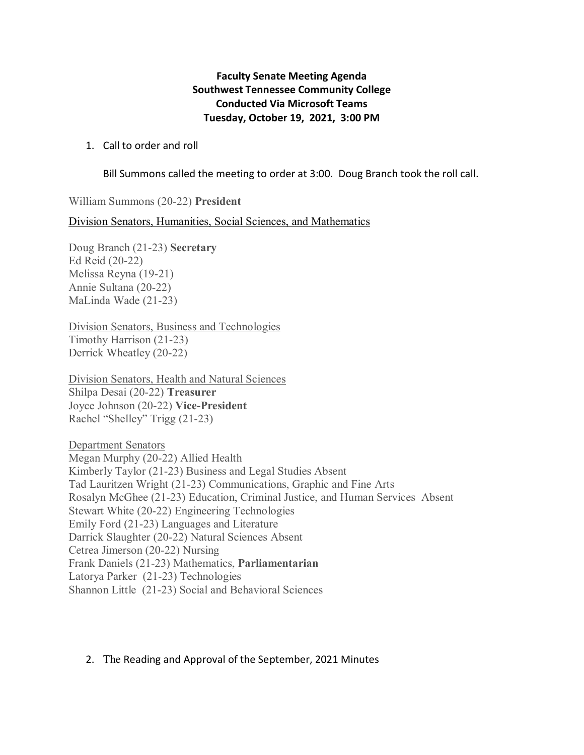**Faculty Senate Meeting Agenda**
**Southwest Tennessee Community College**
**Conducted Via Microsoft Teams**
**Tuesday, October 19, 2021, 3:00 PM**

1. Call to order and roll

   Bill Summons called the meeting to order at 3:00. Doug Branch took the roll call.

William Summons (20-22) **President**

Division Senators, Humanities, Social Sciences, and Mathematics

Doug Branch (21-23) **Secretary**
Ed Reid (20-22)
Melissa Reyna (19-21)
Annie Sultana (20-22)
MaLinda Wade (21-23)

Division Senators, Business and Technologies
Timothy Harrison (21-23)
Derrick Wheatley (20-22)

Division Senators, Health and Natural Sciences
Shilpa Desai (20-22) **Treasurer**
Joyce Johnson (20-22) **Vice-President**
Rachel "Shelley" Trigg (21-23)

Department Senators
Megan Murphy (20-22) Allied Health
Kimberly Taylor (21-23) Business and Legal Studies Absent
Tad Lauritzen Wright (21-23) Communications, Graphic and Fine Arts
Rosalyn McGhee (21-23) Education, Criminal Justice, and Human Services Absent
Stewart White (20-22) Engineering Technologies
Emily Ford (21-23) Languages and Literature
Darrick Slaughter (20-22) Natural Sciences Absent
Cetrea Jimerson (20-22) Nursing
Frank Daniels (21-23) Mathematics, **Parliamentarian**
Latorya Parker (21-23) Technologies
Shannon Little (21-23) Social and Behavioral Sciences

2. The Reading and Approval of the September, 2021 Minutes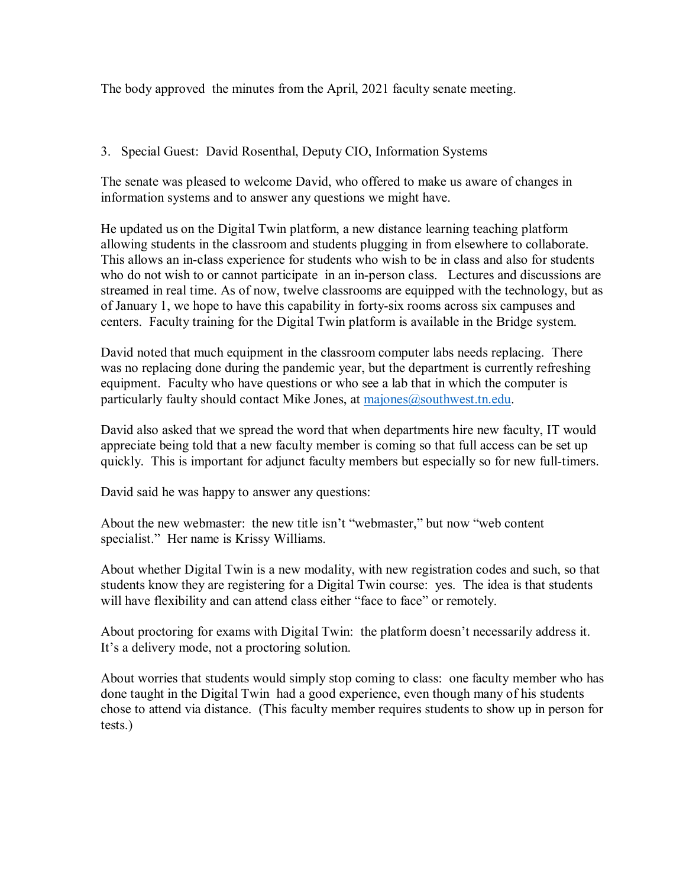The body approved the minutes from the April, 2021 faculty senate meeting.

3. Special Guest: David Rosenthal, Deputy CIO, Information Systems

The senate was pleased to welcome David, who offered to make us aware of changes in information systems and to answer any questions we might have.

He updated us on the Digital Twin platform, a new distance learning teaching platform allowing students in the classroom and students plugging in from elsewhere to collaborate. This allows an in-class experience for students who wish to be in class and also for students who do not wish to or cannot participate in an in-person class. Lectures and discussions are streamed in real time. As of now, twelve classrooms are equipped with the technology, but as of January 1, we hope to have this capability in forty-six rooms across six campuses and centers. Faculty training for the Digital Twin platform is available in the Bridge system.

David noted that much equipment in the classroom computer labs needs replacing. There was no replacing done during the pandemic year, but the department is currently refreshing equipment. Faculty who have questions or who see a lab that in which the computer is particularly faulty should contact Mike Jones, at [majones@southwest.tn.edu](mailto:majones@southwest.tn.edu).

David also asked that we spread the word that when departments hire new faculty, IT would appreciate being told that a new faculty member is coming so that full access can be set up quickly. This is important for adjunct faculty members but especially so for new full-timers.

David said he was happy to answer any questions:

About the new webmaster: the new title isn't "webmaster," but now "web content specialist." Her name is Krissy Williams.

About whether Digital Twin is a new modality, with new registration codes and such, so that students know they are registering for a Digital Twin course: yes. The idea is that students will have flexibility and can attend class either "face to face" or remotely.

About proctoring for exams with Digital Twin: the platform doesn't necessarily address it. It's a delivery mode, not a proctoring solution.

About worries that students would simply stop coming to class: one faculty member who has done taught in the Digital Twin had a good experience, even though many of his students chose to attend via distance. (This faculty member requires students to show up in person for tests.)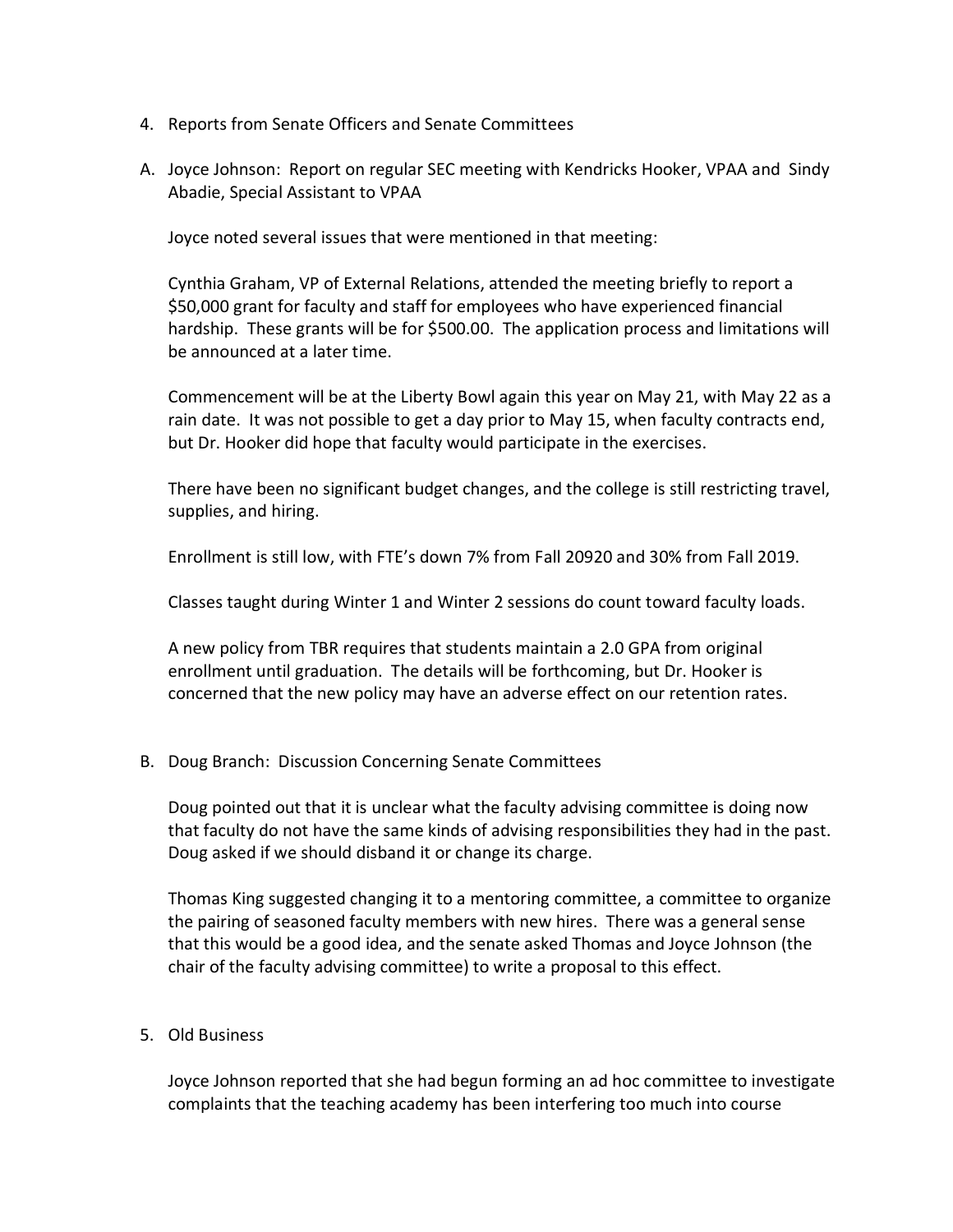4. Reports from Senate Officers and Senate Committees

A. Joyce Johnson: Report on regular SEC meeting with Kendricks Hooker, VPAA and Sindy Abadie, Special Assistant to VPAA

Joyce noted several issues that were mentioned in that meeting:

Cynthia Graham, VP of External Relations, attended the meeting briefly to report a $50,000 grant for faculty and staff for employees who have experienced financial hardship. These grants will be for $500.00. The application process and limitations will be announced at a later time.

Commencement will be at the Liberty Bowl again this year on May 21, with May 22 as a rain date. It was not possible to get a day prior to May 15, when faculty contracts end, but Dr. Hooker did hope that faculty would participate in the exercises.

There have been no significant budget changes, and the college is still restricting travel, supplies, and hiring.

Enrollment is still low, with FTE's down 7% from Fall 20920 and 30% from Fall 2019.

Classes taught during Winter 1 and Winter 2 sessions do count toward faculty loads.

A new policy from TBR requires that students maintain a 2.0 GPA from original enrollment until graduation. The details will be forthcoming, but Dr. Hooker is concerned that the new policy may have an adverse effect on our retention rates.

B. Doug Branch: Discussion Concerning Senate Committees

Doug pointed out that it is unclear what the faculty advising committee is doing now that faculty do not have the same kinds of advising responsibilities they had in the past. Doug asked if we should disband it or change its charge.

Thomas King suggested changing it to a mentoring committee, a committee to organize the pairing of seasoned faculty members with new hires. There was a general sense that this would be a good idea, and the senate asked Thomas and Joyce Johnson (the chair of the faculty advising committee) to write a proposal to this effect.

5. Old Business

Joyce Johnson reported that she had begun forming an ad hoc committee to investigate complaints that the teaching academy has been interfering too much into course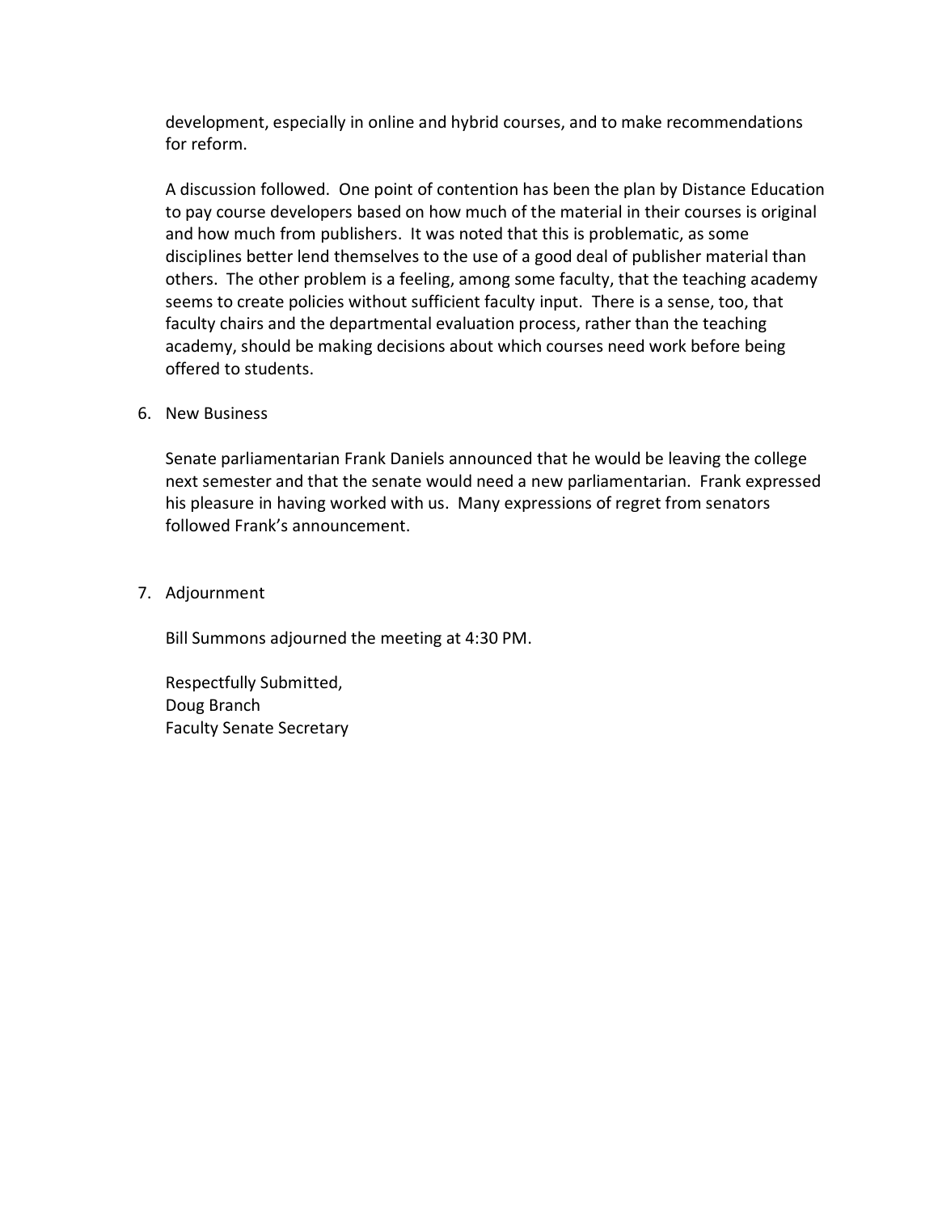development, especially in online and hybrid courses, and to make recommendations for reform.

A discussion followed. One point of contention has been the plan by Distance Education to pay course developers based on how much of the material in their courses is original and how much from publishers. It was noted that this is problematic, as some disciplines better lend themselves to the use of a good deal of publisher material than others. The other problem is a feeling, among some faculty, that the teaching academy seems to create policies without sufficient faculty input. There is a sense, too, that faculty chairs and the departmental evaluation process, rather than the teaching academy, should be making decisions about which courses need work before being offered to students.

6. New Business

   Senate parliamentarian Frank Daniels announced that he would be leaving the college next semester and that the senate would need a new parliamentarian. Frank expressed his pleasure in having worked with us. Many expressions of regret from senators followed Frank's announcement.

7. Adjournment

   Bill Summons adjourned the meeting at 4:30 PM.

   Respectfully Submitted,
   Doug Branch
   Faculty Senate Secretary